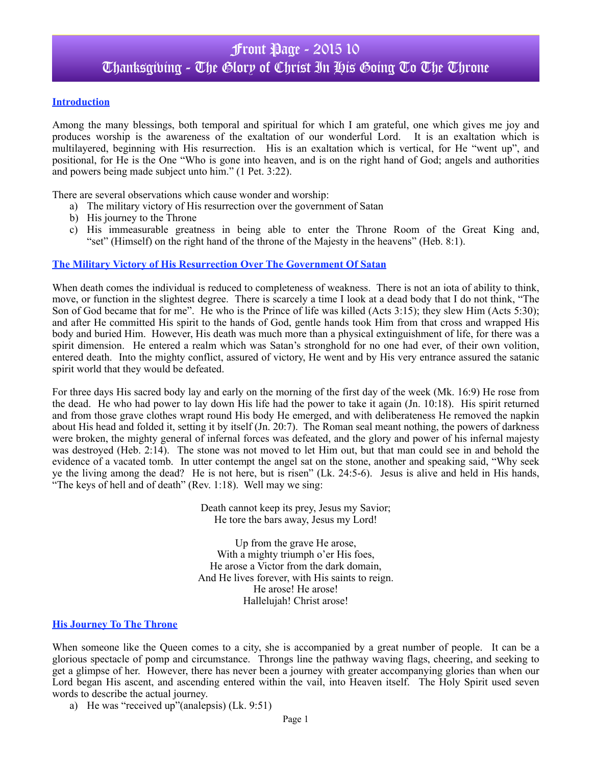# Front Page - 2015 10
# Thanksgiving - The Glory of Christ In His Going To The Throne

## Introduction

Among the many blessings, both temporal and spiritual for which I am grateful, one which gives me joy and produces worship is the awareness of the exaltation of our wonderful Lord. It is an exaltation which is multilayered, beginning with His resurrection. His is an exaltation which is vertical, for He "went up", and positional, for He is the One "Who is gone into heaven, and is on the right hand of God; angels and authorities and powers being made subject unto him." (1 Pet. 3:22).

There are several observations which cause wonder and worship:

a) The military victory of His resurrection over the government of Satan
b) His journey to the Throne
c) His immeasurable greatness in being able to enter the Throne Room of the Great King and, "set" (Himself) on the right hand of the throne of the Majesty in the heavens" (Heb. 8:1).

## The Military Victory of His Resurrection Over The Government Of Satan

When death comes the individual is reduced to completeness of weakness. There is not an iota of ability to think, move, or function in the slightest degree. There is scarcely a time I look at a dead body that I do not think, "The Son of God became that for me". He who is the Prince of life was killed (Acts 3:15); they slew Him (Acts 5:30); and after He committed His spirit to the hands of God, gentle hands took Him from that cross and wrapped His body and buried Him. However, His death was much more than a physical extinguishment of life, for there was a spirit dimension. He entered a realm which was Satan's stronghold for no one had ever, of their own volition, entered death. Into the mighty conflict, assured of victory, He went and by His very entrance assured the satanic spirit world that they would be defeated.

For three days His sacred body lay and early on the morning of the first day of the week (Mk. 16:9) He rose from the dead. He who had power to lay down His life had the power to take it again (Jn. 10:18). His spirit returned and from those grave clothes wrapt round His body He emerged, and with deliberateness He removed the napkin about His head and folded it, setting it by itself (Jn. 20:7). The Roman seal meant nothing, the powers of darkness were broken, the mighty general of infernal forces was defeated, and the glory and power of his infernal majesty was destroyed (Heb. 2:14). The stone was not moved to let Him out, but that man could see in and behold the evidence of a vacated tomb. In utter contempt the angel sat on the stone, another and speaking said, "Why seek ye the living among the dead? He is not here, but is risen" (Lk. 24:5-6). Jesus is alive and held in His hands, "The keys of hell and of death" (Rev. 1:18). Well may we sing:

Death cannot keep its prey, Jesus my Savior;
He tore the bars away, Jesus my Lord!

Up from the grave He arose,
With a mighty triumph o'er His foes,
He arose a Victor from the dark domain,
And He lives forever, with His saints to reign.
He arose! He arose!
Hallelujah! Christ arose!

## His Journey To The Throne

When someone like the Queen comes to a city, she is accompanied by a great number of people. It can be a glorious spectacle of pomp and circumstance. Throngs line the pathway waving flags, cheering, and seeking to get a glimpse of her. However, there has never been a journey with greater accompanying glories than when our Lord began His ascent, and ascending entered within the vail, into Heaven itself. The Holy Spirit used seven words to describe the actual journey.

a) He was "received up"(analepsis) (Lk. 9:51)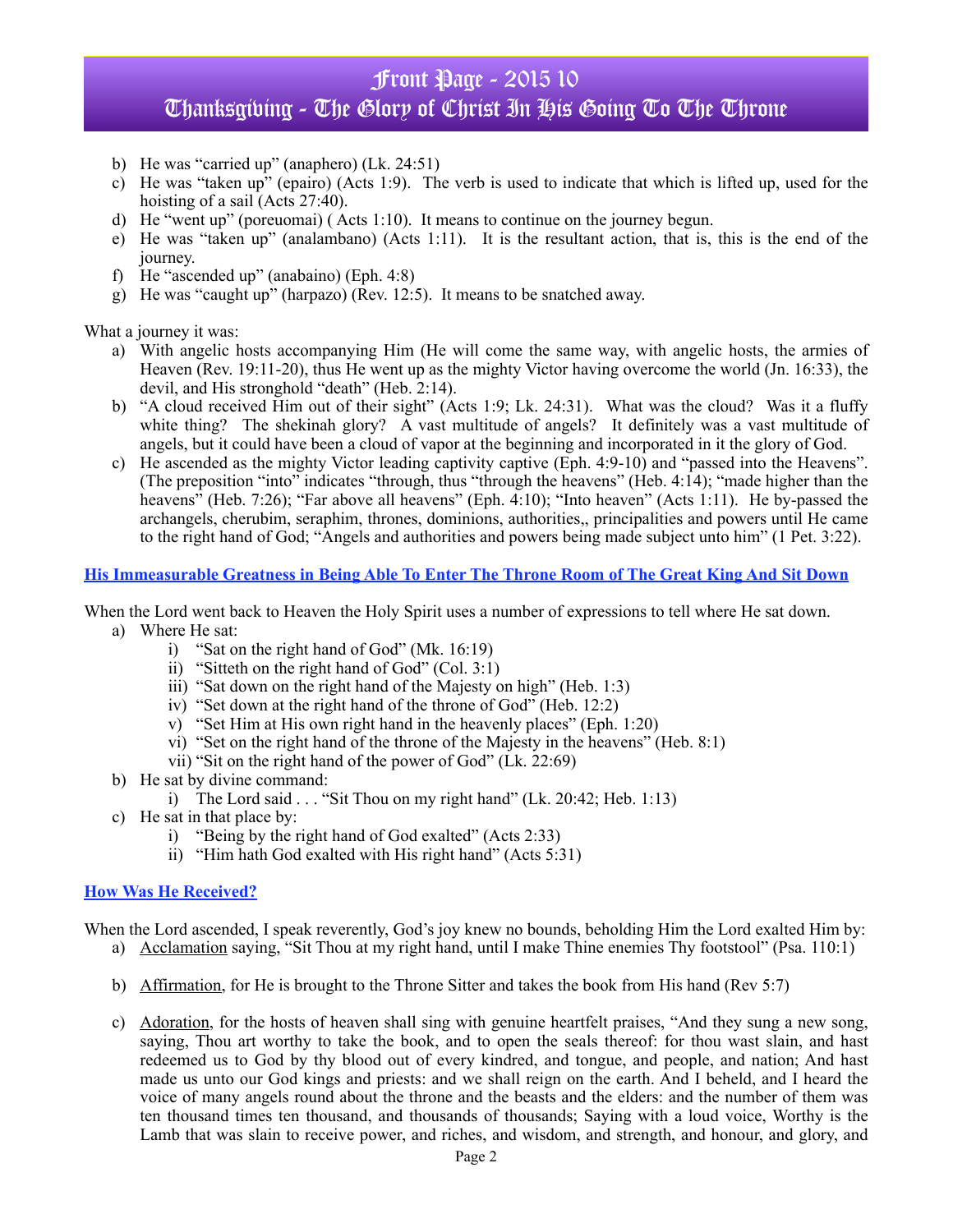b) He was "carried up" (anaphero) (Lk. 24:51)
c) He was "taken up" (epairo) (Acts 1:9). The verb is used to indicate that which is lifted up, used for the hoisting of a sail (Acts 27:40).
d) He "went up" (poreuomai) ( Acts 1:10). It means to continue on the journey begun.
e) He was "taken up" (analambano) (Acts 1:11). It is the resultant action, that is, this is the end of the journey.
f) He "ascended up" (anabaino) (Eph. 4:8)
g) He was "caught up" (harpazo) (Rev. 12:5). It means to be snatched away.

What a journey it was:

a) With angelic hosts accompanying Him (He will come the same way, with angelic hosts, the armies of Heaven (Rev. 19:11-20), thus He went up as the mighty Victor having overcome the world (Jn. 16:33), the devil, and His stronghold "death" (Heb. 2:14).
b) "A cloud received Him out of their sight" (Acts 1:9; Lk. 24:31). What was the cloud? Was it a fluffy white thing? The shekinah glory? A vast multitude of angels? It definitely was a vast multitude of angels, but it could have been a cloud of vapor at the beginning and incorporated in it the glory of God.
c) He ascended as the mighty Victor leading captivity captive (Eph. 4:9-10) and "passed into the Heavens". (The preposition "into" indicates "through, thus "through the heavens" (Heb. 4:14); "made higher than the heavens" (Heb. 7:26); "Far above all heavens" (Eph. 4:10); "Into heaven" (Acts 1:11). He by-passed the archangels, cherubim, seraphim, thrones, dominions, authorities,, principalities and powers until He came to the right hand of God; "Angels and authorities and powers being made subject unto him" (1 Pet. 3:22).

## His Immeasurable Greatness in Being Able To Enter The Throne Room of The Great King And Sit Down

When the Lord went back to Heaven the Holy Spirit uses a number of expressions to tell where He sat down.

a) Where He sat:
   i) "Sat on the right hand of God" (Mk. 16:19)
   ii) "Sitteth on the right hand of God" (Col. 3:1)
   iii) "Sat down on the right hand of the Majesty on high" (Heb. 1:3)
   iv) "Set down at the right hand of the throne of God" (Heb. 12:2)
   v) "Set Him at His own right hand in the heavenly places" (Eph. 1:20)
   vi) "Set on the right hand of the throne of the Majesty in the heavens" (Heb. 8:1)
   vii) "Sit on the right hand of the power of God" (Lk. 22:69)
b) He sat by divine command:
   i) The Lord said . . . "Sit Thou on my right hand" (Lk. 20:42; Heb. 1:13)
c) He sat in that place by:
   i) "Being by the right hand of God exalted" (Acts 2:33)
   ii) "Him hath God exalted with His right hand" (Acts 5:31)

## How Was He Received?

When the Lord ascended, I speak reverently, God's joy knew no bounds, beholding Him the Lord exalted Him by:

a) Acclamation saying, "Sit Thou at my right hand, until I make Thine enemies Thy footstool" (Psa. 110:1)

b) Affirmation, for He is brought to the Throne Sitter and takes the book from His hand (Rev 5:7)

c) Adoration, for the hosts of heaven shall sing with genuine heartfelt praises, "And they sung a new song, saying, Thou art worthy to take the book, and to open the seals thereof: for thou wast slain, and hast redeemed us to God by thy blood out of every kindred, and tongue, and people, and nation; And hast made us unto our God kings and priests: and we shall reign on the earth. And I beheld, and I heard the voice of many angels round about the throne and the beasts and the elders: and the number of them was ten thousand times ten thousand, and thousands of thousands; Saying with a loud voice, Worthy is the Lamb that was slain to receive power, and riches, and wisdom, and strength, and honour, and glory, and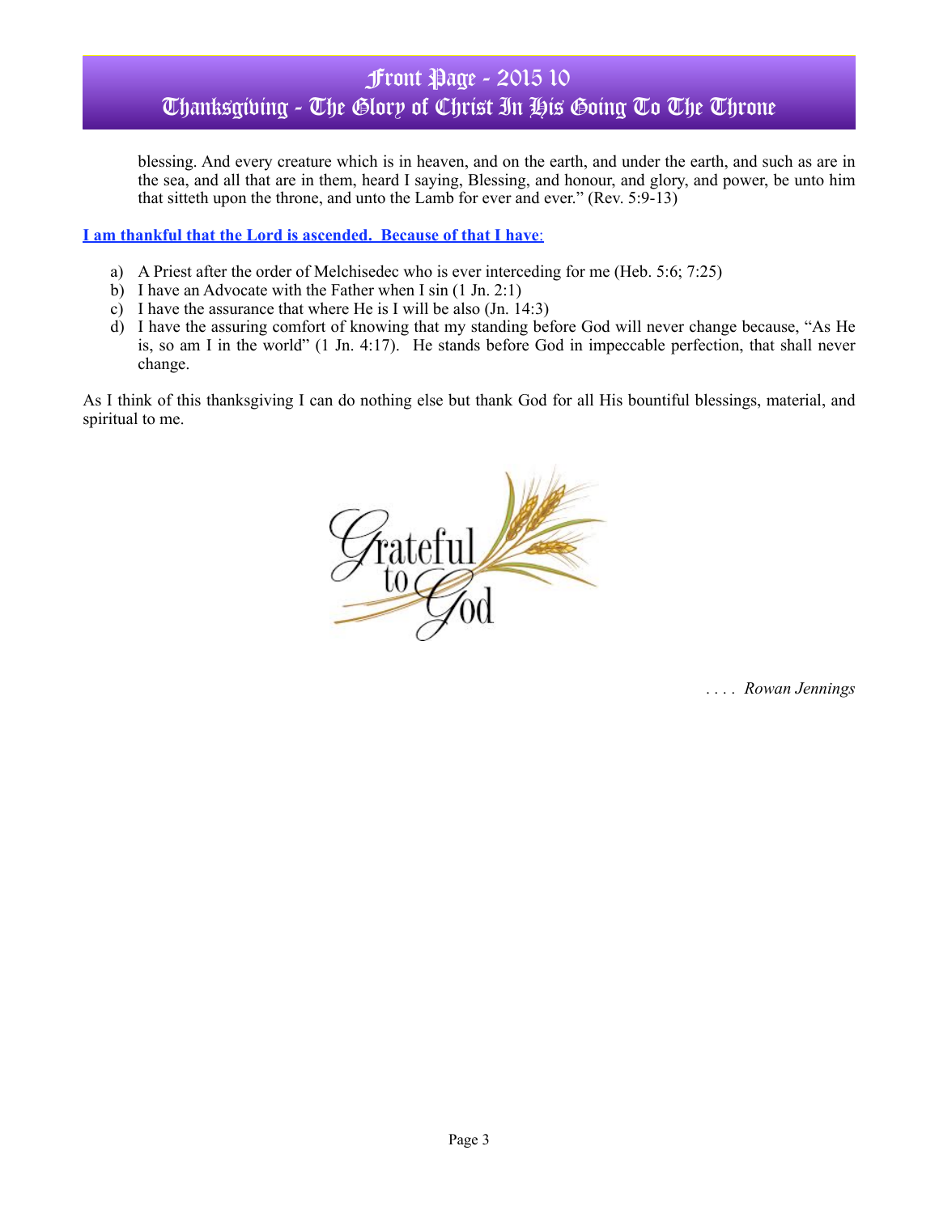blessing. And every creature which is in heaven, and on the earth, and under the earth, and such as are in the sea, and all that are in them, heard I saying, Blessing, and honour, and glory, and power, be unto him that sitteth upon the throne, and unto the Lamb for ever and ever." (Rev. 5:9-13)

**I am thankful that the Lord is ascended. Because of that I have**:

a) A Priest after the order of Melchisedec who is ever interceding for me (Heb. 5:6; 7:25)
b) I have an Advocate with the Father when I sin (1 Jn. 2:1)
c) I have the assurance that where He is I will be also (Jn. 14:3)
d) I have the assuring comfort of knowing that my standing before God will never change because, "As He is, so am I in the world" (1 Jn. 4:17). He stands before God in impeccable perfection, that shall never change.

As I think of this thanksgiving I can do nothing else but thank God for all His bountiful blessings, material, and spiritual to me.

Grateful to God

. . . . *Rowan Jennings*